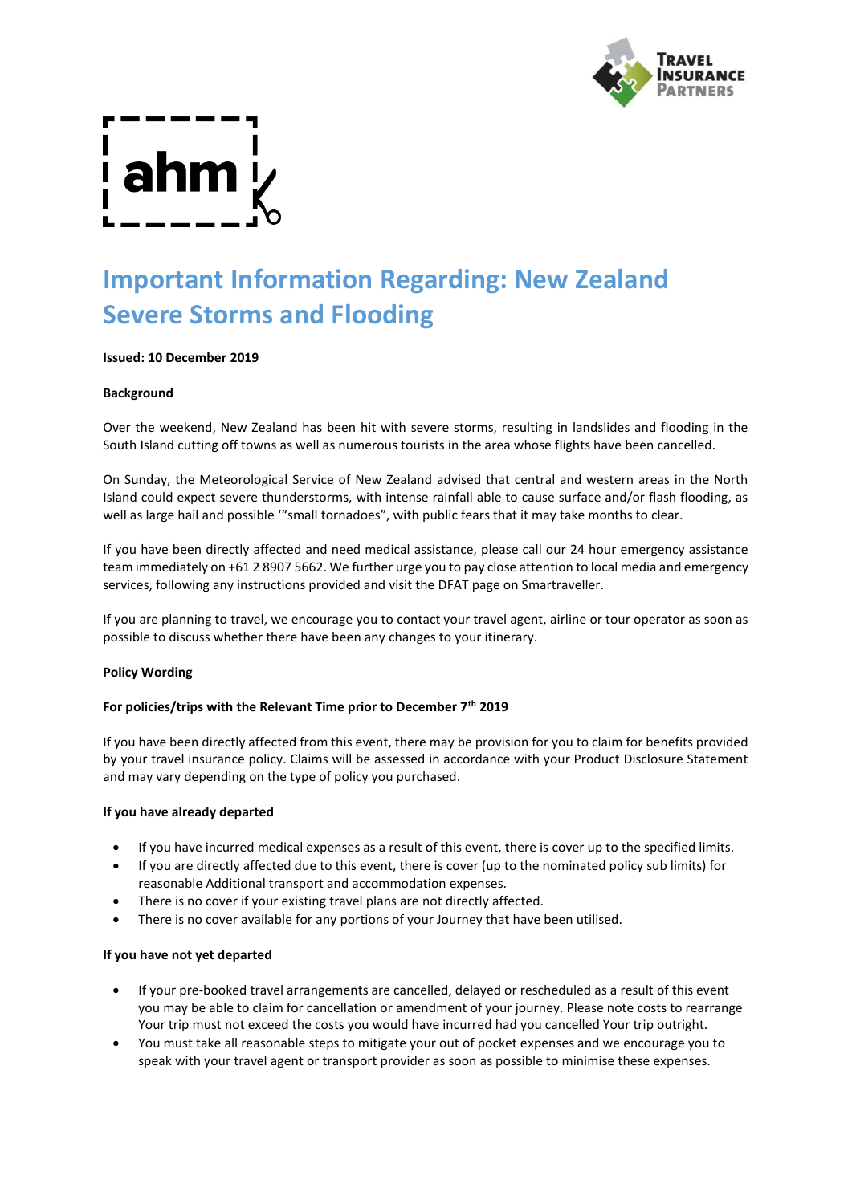# Important Information Regarding: New Zealand Severe Storms and Flooding

**Issued: 10 December 2019**

**Background**

Over the weekend, New Zealand has been hit with severe storms, resulting in landslides and flooding in the South Island cutting off towns as well as numerous tourists in the area whose flights have been cancelled.

On Sunday, the Meteorological Service of New Zealand advised that central and western areas in the North Island could expect severe thunderstorms, with intense rainfall able to cause surface and/or flash flooding, as well as large hail and possible '"small tornadoes", with public fears that it may take months to clear.

If you have been directly affected and need medical assistance, please call our 24 hour emergency assistance team immediately on +61 2 8907 5662. We further urge you to pay close attention to local media and emergency services, following any instructions provided and visit the DFAT page on Smartraveller.

If you are planning to travel, we encourage you to contact your travel agent, airline or tour operator as soon as possible to discuss whether there have been any changes to your itinerary.

**Policy Wording**

**For policies/trips with the Relevant Time prior to December 7th 2019**

If you have been directly affected from this event, there may be provision for you to claim for benefits provided by your travel insurance policy. Claims will be assessed in accordance with your Product Disclosure Statement and may vary depending on the type of policy you purchased.

**If you have already departed**

- If you have incurred medical expenses as a result of this event, there is cover up to the specified limits.
- If you are directly affected due to this event, there is cover (up to the nominated policy sub limits) for reasonable Additional transport and accommodation expenses.
- There is no cover if your existing travel plans are not directly affected.
- There is no cover available for any portions of your Journey that have been utilised.

**If you have not yet departed**

- If your pre-booked travel arrangements are cancelled, delayed or rescheduled as a result of this event you may be able to claim for cancellation or amendment of your journey. Please note costs to rearrange Your trip must not exceed the costs you would have incurred had you cancelled Your trip outright.
- You must take all reasonable steps to mitigate your out of pocket expenses and we encourage you to speak with your travel agent or transport provider as soon as possible to minimise these expenses.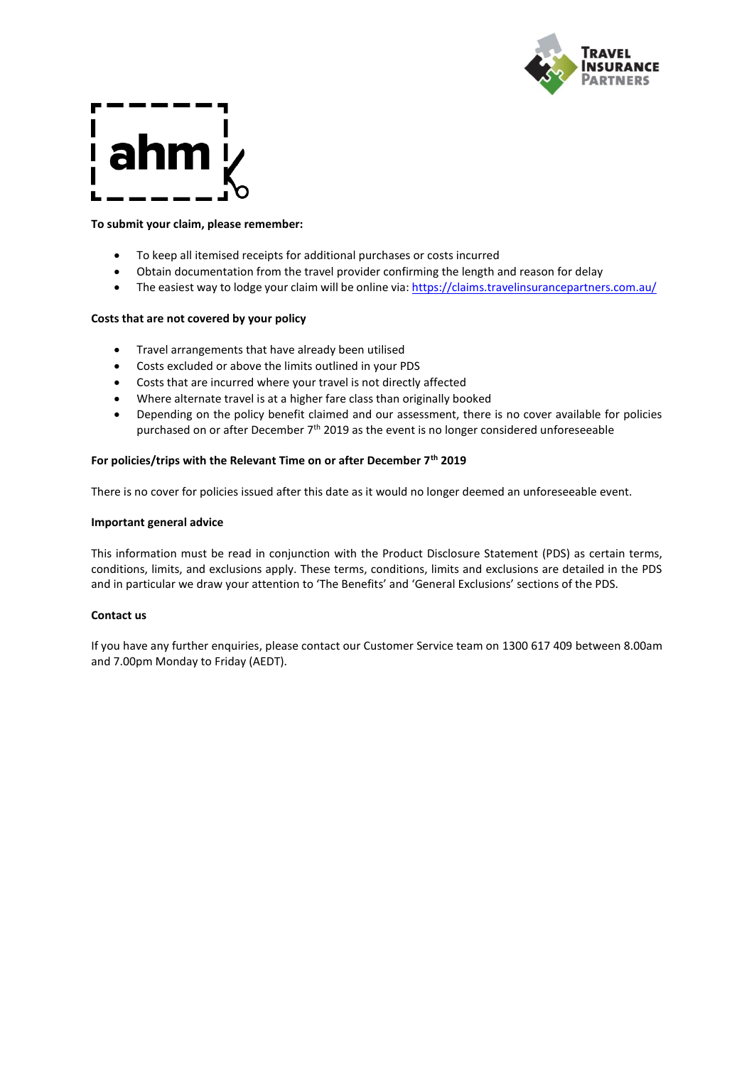**To submit your claim, please remember:**

- To keep all itemised receipts for additional purchases or costs incurred
- Obtain documentation from the travel provider confirming the length and reason for delay
- The easiest way to lodge your claim will be online via: https://claims.travelinsurancepartners.com.au/

**Costs that are not covered by your policy**

- Travel arrangements that have already been utilised
- Costs excluded or above the limits outlined in your PDS
- Costs that are incurred where your travel is not directly affected
- Where alternate travel is at a higher fare class than originally booked
- Depending on the policy benefit claimed and our assessment, there is no cover available for policies purchased on or after December 7th 2019 as the event is no longer considered unforeseeable

**For policies/trips with the Relevant Time on or after December 7th 2019**

There is no cover for policies issued after this date as it would no longer deemed an unforeseeable event.

**Important general advice**

This information must be read in conjunction with the Product Disclosure Statement (PDS) as certain terms, conditions, limits, and exclusions apply. These terms, conditions, limits and exclusions are detailed in the PDS and in particular we draw your attention to 'The Benefits' and 'General Exclusions' sections of the PDS.

**Contact us**

If you have any further enquiries, please contact our Customer Service team on 1300 617 409 between 8.00am and 7.00pm Monday to Friday (AEDT).